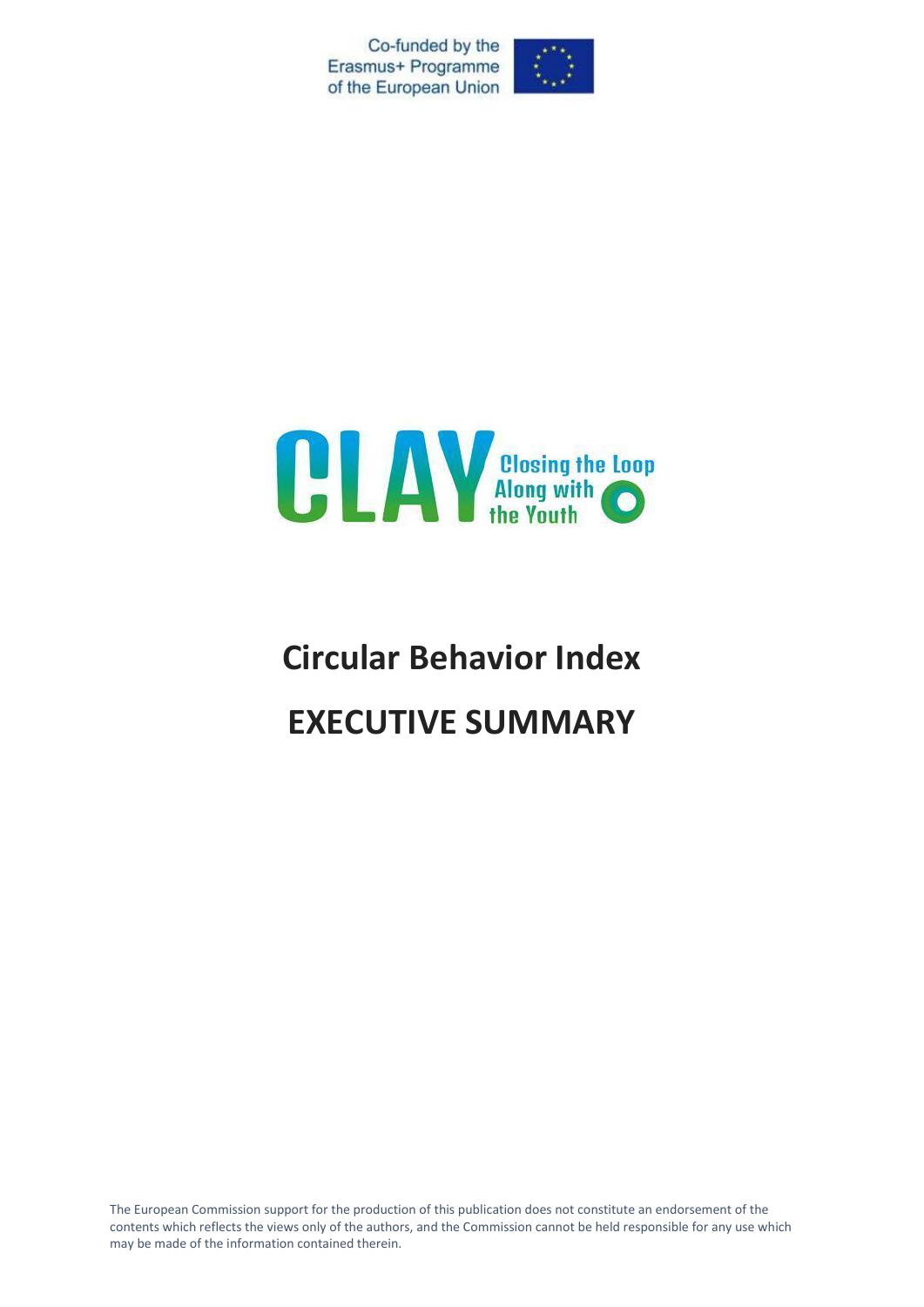Co-funded by the Erasmus+ Programme of the European Union

CLAY Closing the Loop Along with the Youth

# Circular Behavior Index

# EXECUTIVE SUMMARY

The European Commission support for the production of this publication does not constitute an endorsement of the contents which reflects the views only of the authors, and the Commission cannot be held responsible for any use which may be made of the information contained therein.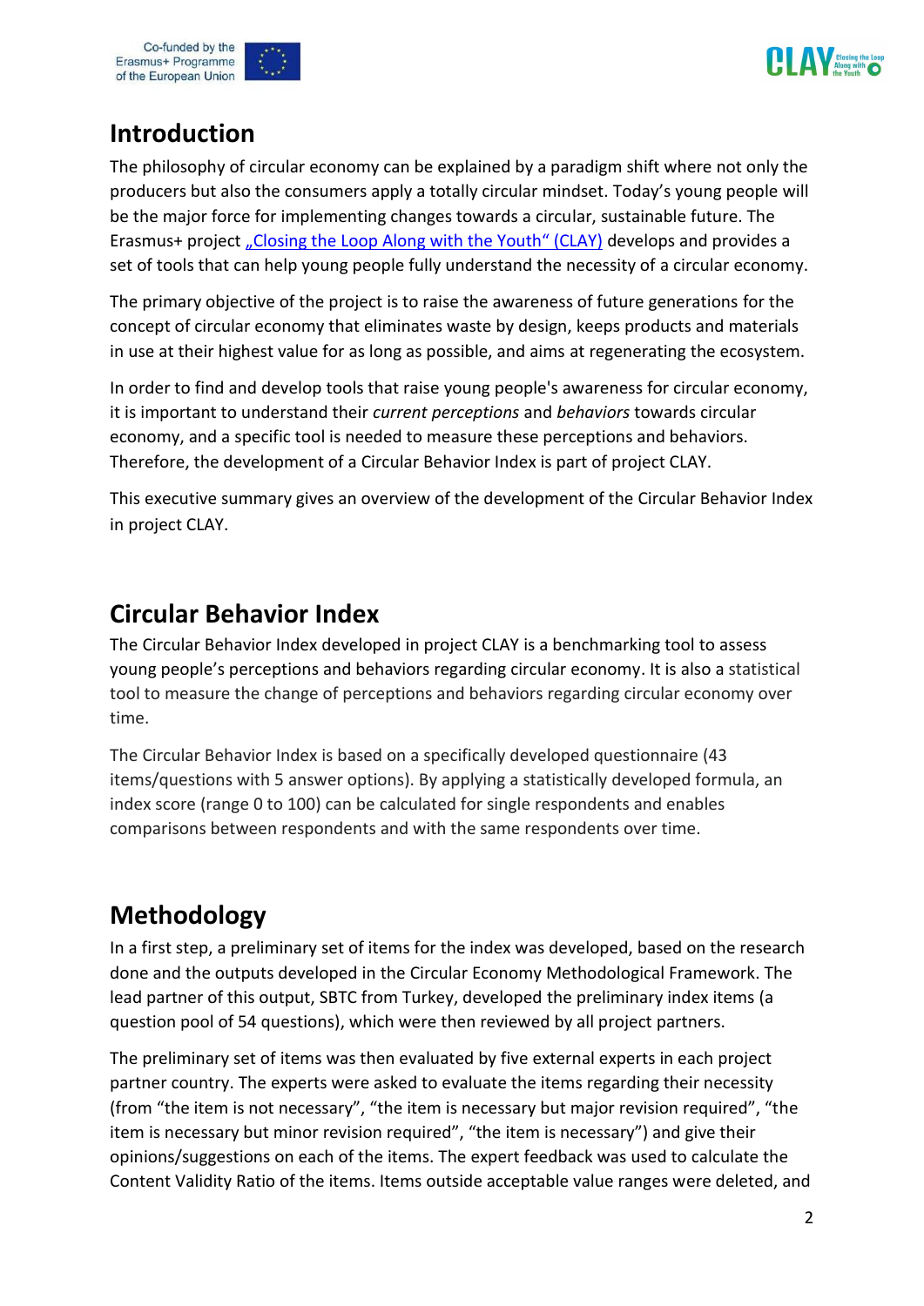## Introduction

The philosophy of circular economy can be explained by a paradigm shift where not only the producers but also the consumers apply a totally circular mindset. Today's young people will be the major force for implementing changes towards a circular, sustainable future. The Erasmus+ project „Closing the Loop Along with the Youth“ (CLAY) develops and provides a set of tools that can help young people fully understand the necessity of a circular economy.

The primary objective of the project is to raise the awareness of future generations for the concept of circular economy that eliminates waste by design, keeps products and materials in use at their highest value for as long as possible, and aims at regenerating the ecosystem.

In order to find and develop tools that raise young people's awareness for circular economy, it is important to understand their *current perceptions* and *behaviors* towards circular economy, and a specific tool is needed to measure these perceptions and behaviors. Therefore, the development of a Circular Behavior Index is part of project CLAY.

This executive summary gives an overview of the development of the Circular Behavior Index in project CLAY.

## Circular Behavior Index

The Circular Behavior Index developed in project CLAY is a benchmarking tool to assess young people's perceptions and behaviors regarding circular economy. It is also a statistical tool to measure the change of perceptions and behaviors regarding circular economy over time.

The Circular Behavior Index is based on a specifically developed questionnaire (43 items/questions with 5 answer options). By applying a statistically developed formula, an index score (range 0 to 100) can be calculated for single respondents and enables comparisons between respondents and with the same respondents over time.

## Methodology

In a first step, a preliminary set of items for the index was developed, based on the research done and the outputs developed in the Circular Economy Methodological Framework. The lead partner of this output, SBTC from Turkey, developed the preliminary index items (a question pool of 54 questions), which were then reviewed by all project partners.

The preliminary set of items was then evaluated by five external experts in each project partner country. The experts were asked to evaluate the items regarding their necessity (from "the item is not necessary", "the item is necessary but major revision required", "the item is necessary but minor revision required", "the item is necessary") and give their opinions/suggestions on each of the items. The expert feedback was used to calculate the Content Validity Ratio of the items. Items outside acceptable value ranges were deleted, and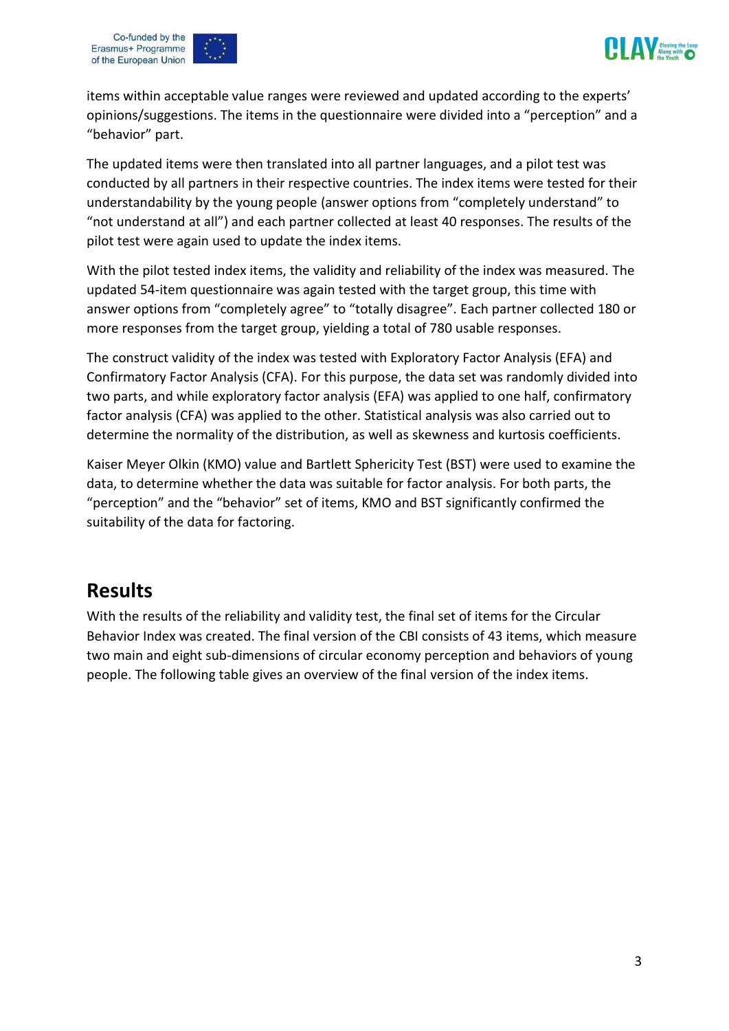items within acceptable value ranges were reviewed and updated according to the experts' opinions/suggestions. The items in the questionnaire were divided into a "perception" and a "behavior" part.

The updated items were then translated into all partner languages, and a pilot test was conducted by all partners in their respective countries. The index items were tested for their understandability by the young people (answer options from "completely understand" to "not understand at all") and each partner collected at least 40 responses. The results of the pilot test were again used to update the index items.

With the pilot tested index items, the validity and reliability of the index was measured. The updated 54-item questionnaire was again tested with the target group, this time with answer options from "completely agree" to "totally disagree". Each partner collected 180 or more responses from the target group, yielding a total of 780 usable responses.

The construct validity of the index was tested with Exploratory Factor Analysis (EFA) and Confirmatory Factor Analysis (CFA). For this purpose, the data set was randomly divided into two parts, and while exploratory factor analysis (EFA) was applied to one half, confirmatory factor analysis (CFA) was applied to the other. Statistical analysis was also carried out to determine the normality of the distribution, as well as skewness and kurtosis coefficients.

Kaiser Meyer Olkin (KMO) value and Bartlett Sphericity Test (BST) were used to examine the data, to determine whether the data was suitable for factor analysis. For both parts, the "perception" and the "behavior" set of items, KMO and BST significantly confirmed the suitability of the data for factoring.

## Results

With the results of the reliability and validity test, the final set of items for the Circular Behavior Index was created. The final version of the CBI consists of 43 items, which measure two main and eight sub-dimensions of circular economy perception and behaviors of young people. The following table gives an overview of the final version of the index items.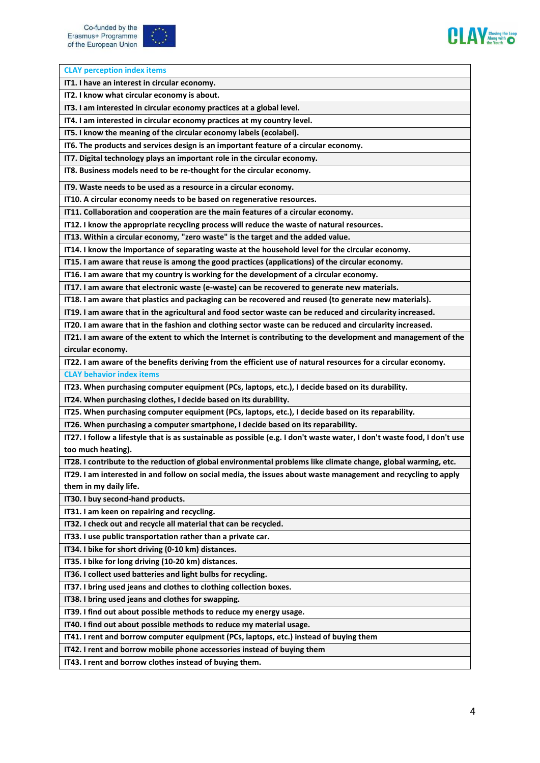| CLAY perception index items |
|---|
| **IT1. I have an interest in circular economy.** |
| **IT2. I know what circular economy is about.** |
| **IT3. I am interested in circular economy practices at a global level.** |
| **IT4. I am interested in circular economy practices at my country level.** |
| **IT5. I know the meaning of the circular economy labels (ecolabel).** |
| **IT6. The products and services design is an important feature of a circular economy.** |
| **IT7. Digital technology plays an important role in the circular economy.** |
| **IT8. Business models need to be re-thought for the circular economy.** |
| **IT9. Waste needs to be used as a resource in a circular economy.** |
| **IT10. A circular economy needs to be based on regenerative resources.** |
| **IT11. Collaboration and cooperation are the main features of a circular economy.** |
| **IT12. I know the appropriate recycling process will reduce the waste of natural resources.** |
| **IT13. Within a circular economy, "zero waste" is the target and the added value.** |
| **IT14. I know the importance of separating waste at the household level for the circular economy.** |
| **IT15. I am aware that reuse is among the good practices (applications) of the circular economy.** |
| **IT16. I am aware that my country is working for the development of a circular economy.** |
| **IT17. I am aware that electronic waste (e-waste) can be recovered to generate new materials.** |
| **IT18. I am aware that plastics and packaging can be recovered and reused (to generate new materials).** |
| **IT19. I am aware that in the agricultural and food sector waste can be reduced and circularity increased.** |
| **IT20. I am aware that in the fashion and clothing sector waste can be reduced and circularity increased.** |
| **IT21. I am aware of the extent to which the Internet is contributing to the development and management of the circular economy.** |
| **IT22. I am aware of the benefits deriving from the efficient use of natural resources for a circular economy.** |
| CLAY behavior index items |
| **IT23. When purchasing computer equipment (PCs, laptops, etc.), I decide based on its durability.** |
| **IT24. When purchasing clothes, I decide based on its durability.** |
| **IT25. When purchasing computer equipment (PCs, laptops, etc.), I decide based on its reparability.** |
| **IT26. When purchasing a computer smartphone, I decide based on its reparability.** |
| **IT27. I follow a lifestyle that is as sustainable as possible (e.g. I don't waste water, I don't waste food, I don't use too much heating).** |
| **IT28. I contribute to the reduction of global environmental problems like climate change, global warming, etc.** |
| **IT29. I am interested in and follow on social media, the issues about waste management and recycling to apply them in my daily life.** |
| **IT30. I buy second-hand products.** |
| **IT31. I am keen on repairing and recycling.** |
| **IT32. I check out and recycle all material that can be recycled.** |
| **IT33. I use public transportation rather than a private car.** |
| **IT34. I bike for short driving (0-10 km) distances.** |
| **IT35. I bike for long driving (10-20 km) distances.** |
| **IT36. I collect used batteries and light bulbs for recycling.** |
| **IT37. I bring used jeans and clothes to clothing collection boxes.** |
| **IT38. I bring used jeans and clothes for swapping.** |
| **IT39. I find out about possible methods to reduce my energy usage.** |
| **IT40. I find out about possible methods to reduce my material usage.** |
| **IT41. I rent and borrow computer equipment (PCs, laptops, etc.) instead of buying them** |
| **IT42. I rent and borrow mobile phone accessories instead of buying them** |
| **IT43. I rent and borrow clothes instead of buying them.** |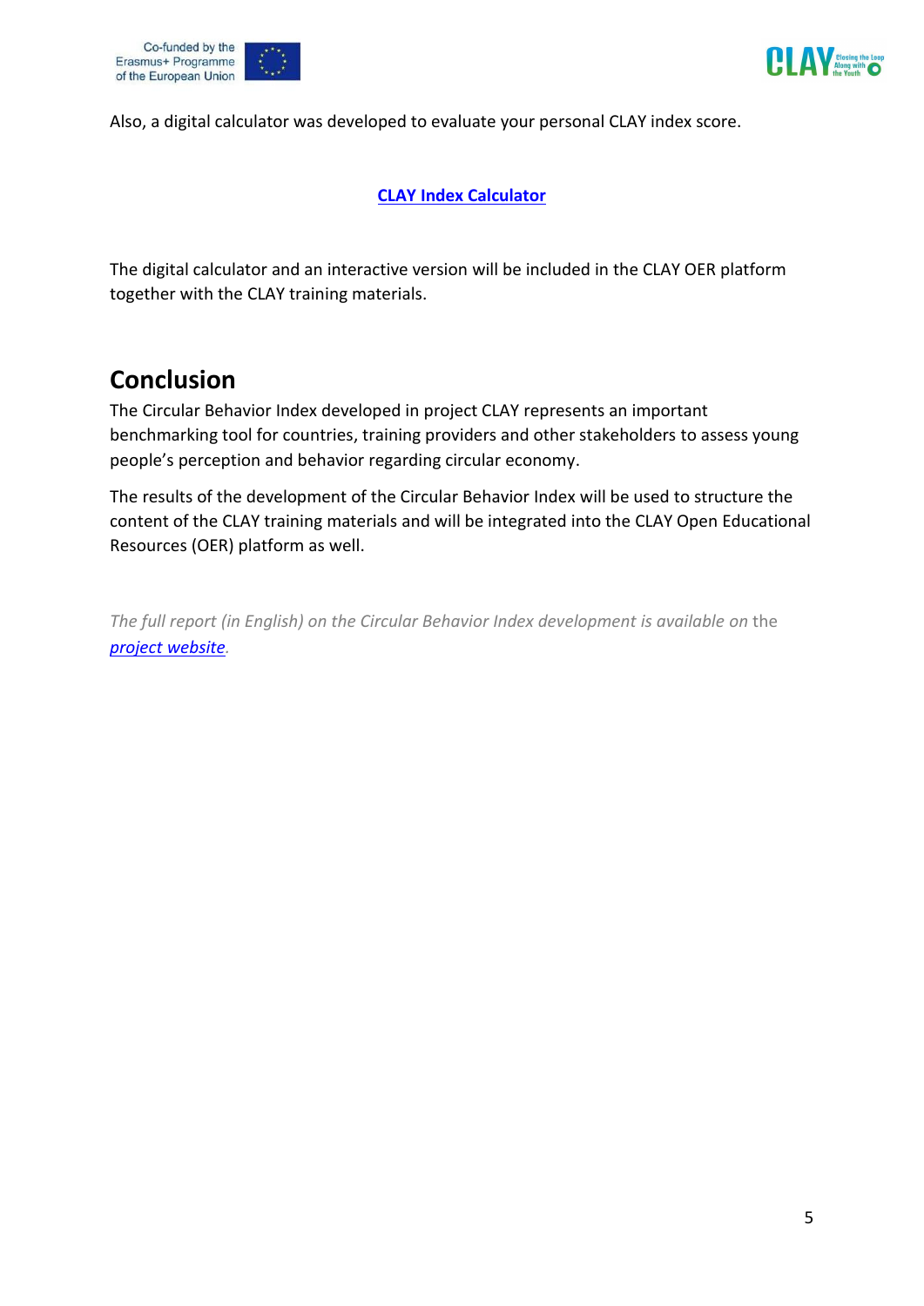Also, a digital calculator was developed to evaluate your personal CLAY index score.

**CLAY Index Calculator**

The digital calculator and an interactive version will be included in the CLAY OER platform together with the CLAY training materials.

## Conclusion

The Circular Behavior Index developed in project CLAY represents an important benchmarking tool for countries, training providers and other stakeholders to assess young people's perception and behavior regarding circular economy.

The results of the development of the Circular Behavior Index will be used to structure the content of the CLAY training materials and will be integrated into the CLAY Open Educational Resources (OER) platform as well.

*The full report (in English) on the Circular Behavior Index development is available on* the *project website*.